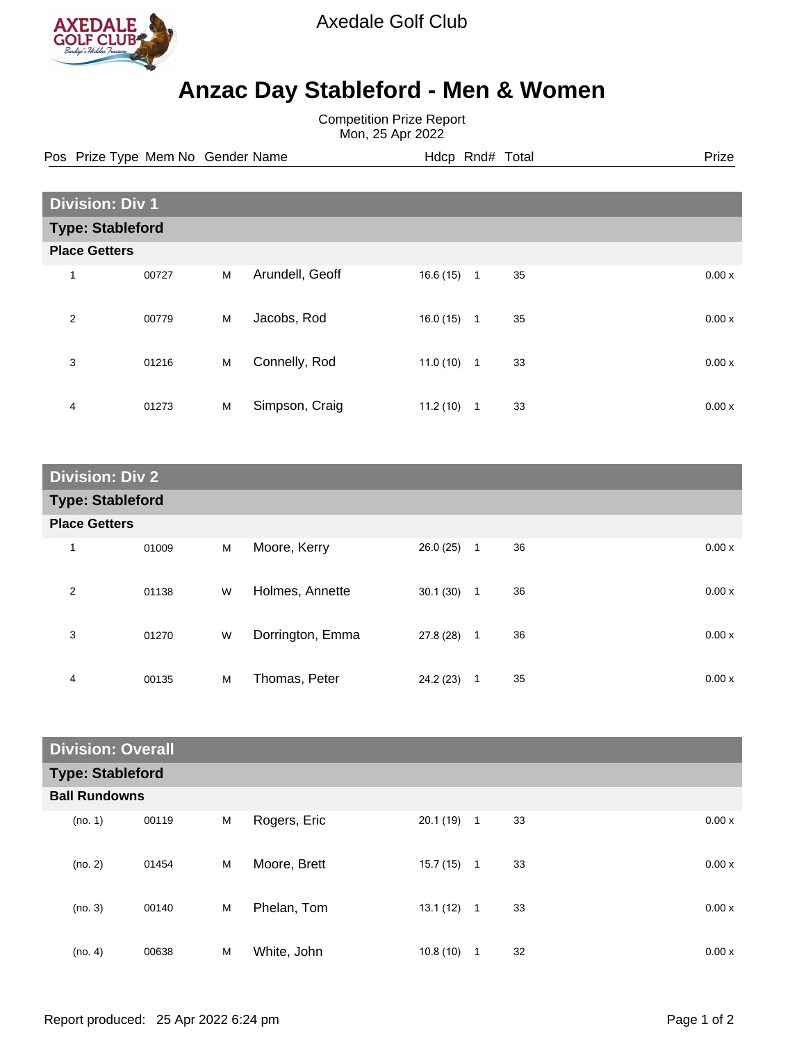Axedale Golf Club

# Anzac Day Stableford - Men & Women

Competition Prize Report
Mon, 25 Apr 2022

| Pos | Prize Type | Mem No | Gender | Name | Hdcp | Rnd# | Total | Prize |
|---|---|---|---|---|---|---|---|---|
| **Division: Div 1** | | | | | | | | |
| **Type: Stableford** | | | | | | | | |
| **Place Getters** | | | | | | | | |
| 1 | | 00727 | M | Arundell, Geoff | 16.6 (15) | 1 | 35 | 0.00 x |
| 2 | | 00779 | M | Jacobs, Rod | 16.0 (15) | 1 | 35 | 0.00 x |
| 3 | | 01216 | M | Connelly, Rod | 11.0 (10) | 1 | 33 | 0.00 x |
| 4 | | 01273 | M | Simpson, Craig | 11.2 (10) | 1 | 33 | 0.00 x |
| **Division: Div 2** | | | | | | | | |
| **Type: Stableford** | | | | | | | | |
| **Place Getters** | | | | | | | | |
| 1 | | 01009 | M | Moore, Kerry | 26.0 (25) | 1 | 36 | 0.00 x |
| 2 | | 01138 | W | Holmes, Annette | 30.1 (30) | 1 | 36 | 0.00 x |
| 3 | | 01270 | W | Dorrington, Emma | 27.8 (28) | 1 | 36 | 0.00 x |
| 4 | | 00135 | M | Thomas, Peter | 24.2 (23) | 1 | 35 | 0.00 x |
| **Division: Overall** | | | | | | | | |
| **Type: Stableford** | | | | | | | | |
| **Ball Rundowns** | | | | | | | | |
| (no. 1) | | 00119 | M | Rogers, Eric | 20.1 (19) | 1 | 33 | 0.00 x |
| (no. 2) | | 01454 | M | Moore, Brett | 15.7 (15) | 1 | 33 | 0.00 x |
| (no. 3) | | 00140 | M | Phelan, Tom | 13.1 (12) | 1 | 33 | 0.00 x |
| (no. 4) | | 00638 | M | White, John | 10.8 (10) | 1 | 32 | 0.00 x |

Report produced: 25 Apr 2022 6:24 pm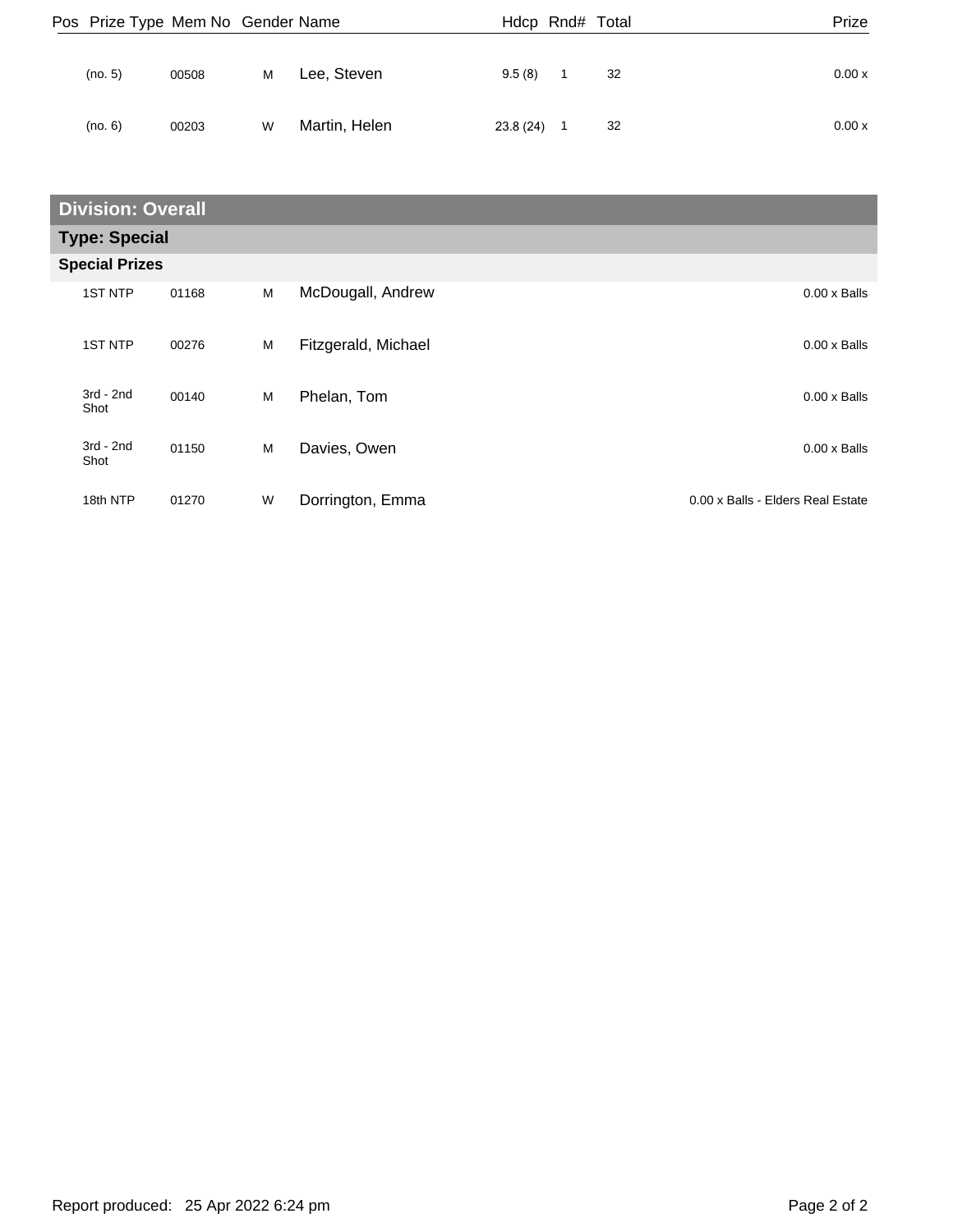| Pos | Prize Type | Mem No | Gender | Name | Hdcp | Rnd# | Total | Prize |
|---|---|---|---|---|---|---|---|---|
| | (no. 5) | 00508 | M | Lee, Steven | 9.5 (8) | 1 | 32 | 0.00 x |
| | (no. 6) | 00203 | W | Martin, Helen | 23.8 (24) | 1 | 32 | 0.00 x |

## Division: Overall

### Type: Special

#### Special Prizes

| Prize Type | Mem No | Gender | Name | Prize |
|---|---|---|---|---|
| 1ST NTP | 01168 | M | McDougall, Andrew | 0.00 x Balls |
| 1ST NTP | 00276 | M | Fitzgerald, Michael | 0.00 x Balls |
| 3rd - 2nd Shot | 00140 | M | Phelan, Tom | 0.00 x Balls |
| 3rd - 2nd Shot | 01150 | M | Davies, Owen | 0.00 x Balls |
| 18th NTP | 01270 | W | Dorrington, Emma | 0.00 x Balls - Elders Real Estate |

Report produced: 25 Apr 2022 6:24 pm